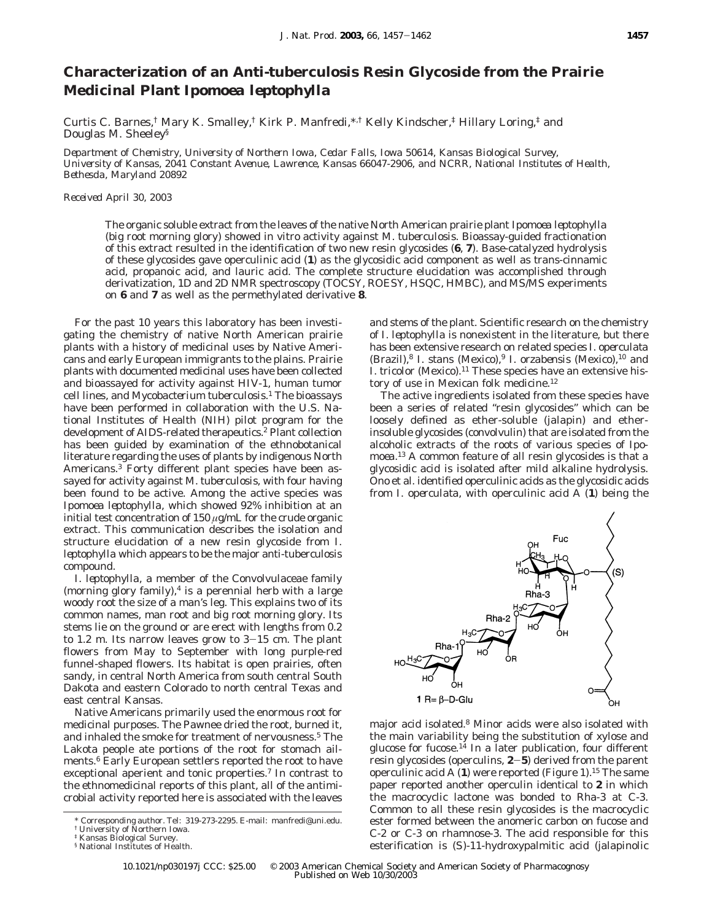# Characterization of an Anti-tuberculosis Resin Glycoside from the Prairie Medicinal Plant *Ipomoea leptophylla*

Curtis C. Barnes,[†] Mary K. Smalley,[†] Kirk P. Manfredi,*[,†] Kelly Kindscher,[‡] Hillary Loring,[‡] and Douglas M. Sheeley[§]

*Department of Chemistry, University of Northern Iowa, Cedar Falls, Iowa 50614, Kansas Biological Survey, University of Kansas, 2041 Constant Avenue, Lawrence, Kansas 66047-2906, and NCRR, National Institutes of Health, Bethesda, Maryland 20892*

*Received April 30, 2003*

The organic soluble extract from the leaves of the native North American prairie plant *Ipomoea leptophylla* (big root morning glory) showed in vitro activity against *M. tuberculosis*. Bioassay-guided fractionation of this extract resulted in the identification of two new resin glycosides (**6**, **7**). Base-catalyzed hydrolysis of these glycosides gave operculinic acid (**1**) as the glycosidic acid component as well as trans-cinnamic acid, propanoic acid, and lauric acid. The complete structure elucidation was accomplished through derivatization, 1D and 2D NMR spectroscopy (TOCSY, ROESY, HSQC, HMBC), and MS/MS experiments on **6** and **7** as well as the permethylated derivative **8**.

For the past 10 years this laboratory has been investigating the chemistry of native North American prairie plants with a history of medicinal uses by Native Americans and early European immigrants to the plains. Prairie plants with documented medicinal uses have been collected and bioassayed for activity against HIV-1, human tumor cell lines, and *Mycobacterium tuberculosis*.[1] The bioassays have been performed in collaboration with the U.S. National Institutes of Health (NIH) pilot program for the development of AIDS-related therapeutics.[2] Plant collection has been guided by examination of the ethnobotanical literature regarding the uses of plants by indigenous North Americans.[3] Forty different plant species have been assayed for activity against *M. tuberculosis*, with four having been found to be active. Among the active species was *Ipomoea leptophylla*, which showed 92% inhibition at an initial test concentration of 150 $\mu$g/mL for the crude organic extract. This communication describes the isolation and structure elucidation of a new resin glycoside from *I. leptophylla* which appears to be the major anti-tuberculosis compound.

*I. leptophylla*, a member of the Convolvulaceae family (morning glory family),[4] is a perennial herb with a large woody root the size of a man's leg. This explains two of its common names, man root and big root morning glory. Its stems lie on the ground or are erect with lengths from 0.2 to 1.2 m. Its narrow leaves grow to 3–15 cm. The plant flowers from May to September with long purple-red funnel-shaped flowers. Its habitat is open prairies, often sandy, in central North America from south central South Dakota and eastern Colorado to north central Texas and east central Kansas.

Native Americans primarily used the enormous root for medicinal purposes. The Pawnee dried the root, burned it, and inhaled the smoke for treatment of nervousness.[5] The Lakota people ate portions of the root for stomach ailments.[6] Early European settlers reported the root to have exceptional aperient and tonic properties.[7] In contrast to the ethnomedicinal reports of this plant, all of the antimicrobial activity reported here is associated with the leaves and stems of the plant. Scientific research on the chemistry of *I. leptophylla* is nonexistent in the literature, but there has been extensive research on related species *I. operculata* (Brazil),[8] *I. stans* (Mexico),[9] *I. orzabensis* (Mexico),[10] and *I. tricolor* (Mexico).[11] These species have an extensive history of use in Mexican folk medicine.[12]

The active ingredients isolated from these species have been a series of related "resin glycosides" which can be loosely defined as ether-soluble (jalapin) and ether-insoluble glycosides (convolvulin) that are isolated from the alcoholic extracts of the roots of various species of *Ipomoea*.[13] A common feature of all resin glycosides is that a glycosidic acid is isolated after mild alkaline hydrolysis. Ono et al. identified operculinic acids as the glycosidic acids from *I. operculata*, with operculinic acid A (**1**) being the major acid isolated.[8] Minor acids were also isolated with the main variability being the substitution of xylose and glucose for fucose.[14] In a later publication, four different resin glycosides (operculins, **2**–**5**) derived from the parent operculinic acid A (**1**) were reported (Figure 1).[15] The same paper reported another operculin identical to **2** in which the macrocyclic lactone was bonded to Rha-3 at C-3. Common to all these resin glycosides is the macrocyclic ester formed between the anomeric carbon on fucose and C-2 or C-3 on rhamnose-3. The acid responsible for this esterification is (*S*)-11-hydroxypalmitic acid (jalapinolic

**1** R= β-D-Glu

\* Corresponding author. Tel: 319-273-2295. E-mail: manfredi@uni.edu.
[†] University of Northern Iowa.
[‡] Kansas Biological Survey.
[§] National Institutes of Health.

10.1021/np030197j CCC: $25.00 © 2003 American Chemical Society and American Society of Pharmacognosy
Published on Web 10/30/2003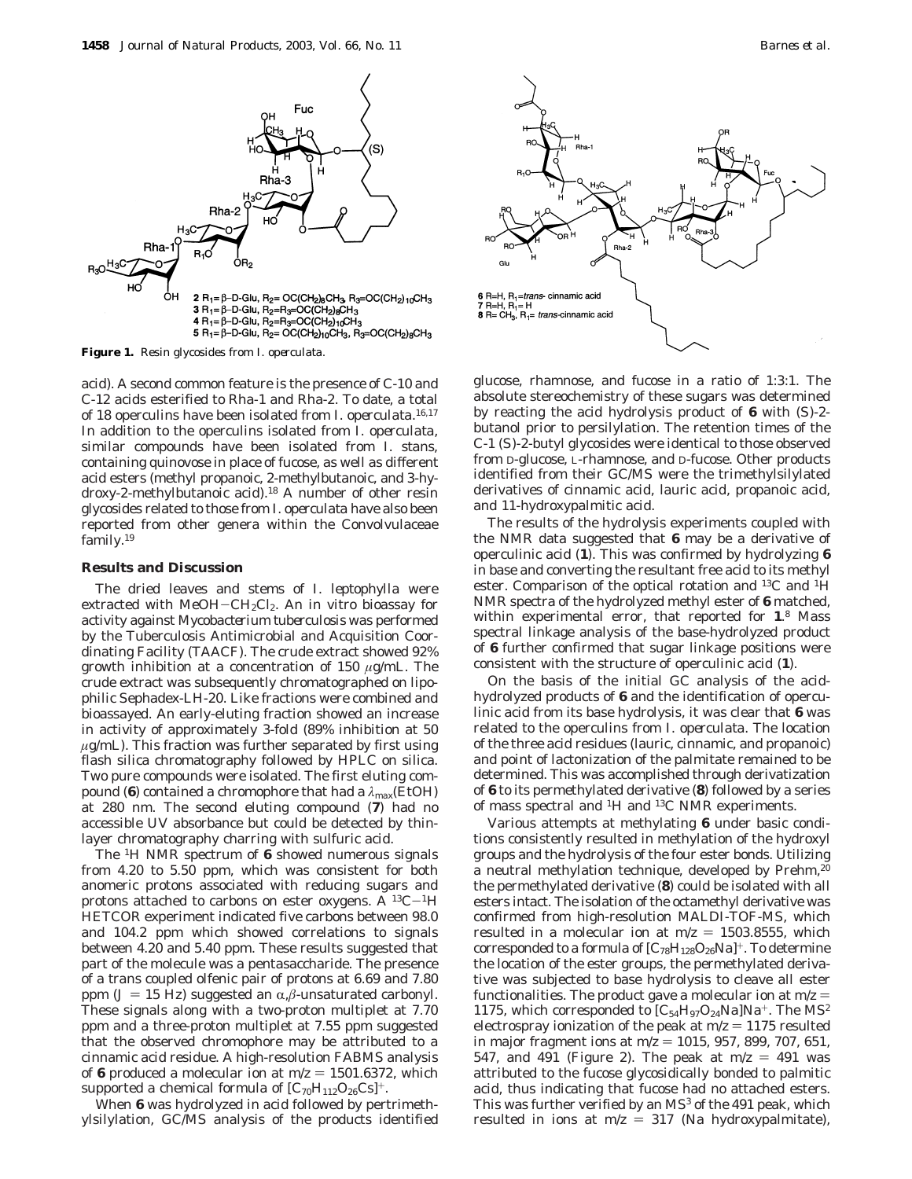**Figure 1.** Resin glycosides from *I. operculata*.

2 $R_1$= β-D-Glu, $R_2$= $OC(CH_2)_8CH_3$, $R_3$=$OC(CH_2)_{10}CH_3$
3 $R_1$= β-D-Glu, $R_2$=$R_3$=$OC(CH_2)_8CH_3$
4 $R_1$= β-D-Glu, $R_2$=$R_3$=$OC(CH_2)_{10}CH_3$
5 $R_1$= β-D-Glu, $R_2$= $OC(CH_2)_{10}CH_3$, $R_3$=$OC(CH_2)_8CH_3$

6 R=H, $R_1$=*trans*- cinnamic acid
7 R=H, $R_1$= H
8 R= $CH_3$, $R_1$= *trans*-cinnamic acid

acid). A second common feature is the presence of C-10 and C-12 acids esterified to Rha-1 and Rha-2. To date, a total of 18 operculins have been isolated from *I. operculata*.[16,17] In addition to the operculins isolated from *I. operculata*, similar compounds have been isolated from *I. stans*, containing quinovose in place of fucose, as well as different acid esters (methyl propanoic, 2-methylbutanoic, and 3-hydroxy-2-methylbutanoic acid).[18] A number of other resin glycosides related to those from *I. operculata* have also been reported from other genera within the Convolvulaceae family.[19]

## Results and Discussion

The dried leaves and stems of *I. leptophylla* were extracted with $MeOH-CH_2Cl_2$. An in vitro bioassay for activity against *Mycobacterium tuberculosis* was performed by the Tuberculosis Antimicrobial and Acquisition Coordinating Facility (TAACF). The crude extract showed 92% growth inhibition at a concentration of 150 μg/mL. The crude extract was subsequently chromatographed on lipophilic Sephadex-LH-20. Like fractions were combined and bioassayed. An early-eluting fraction showed an increase in activity of approximately 3-fold (89% inhibition at 50 μg/mL). This fraction was further separated by first using flash silica chromatography followed by HPLC on silica. Two pure compounds were isolated. The first eluting compound (**6**) contained a chromophore that had a $\lambda_{max}$(EtOH) at 280 nm. The second eluting compound (**7**) had no accessible UV absorbance but could be detected by thin-layer chromatography charring with sulfuric acid.

The $^1$H NMR spectrum of **6** showed numerous signals from 4.20 to 5.50 ppm, which was consistent for both anomeric protons associated with reducing sugars and protons attached to carbons on ester oxygens. A $^{13}C-^1H$ HETCOR experiment indicated five carbons between 98.0 and 104.2 ppm which showed correlations to signals between 4.20 and 5.40 ppm. These results suggested that part of the molecule was a pentasaccharide. The presence of a trans coupled olfenic pair of protons at 6.69 and 7.80 ppm ($J$ = 15 Hz) suggested an α,β-unsaturated carbonyl. These signals along with a two-proton multiplet at 7.70 ppm and a three-proton multiplet at 7.55 ppm suggested that the observed chromophore may be attributed to a cinnamic acid residue. A high-resolution FABMS analysis of **6** produced a molecular ion at $m/z$ = 1501.6372, which supported a chemical formula of $[C_{70}H_{112}O_{26}Cs]^+$.

When **6** was hydrolyzed in acid followed by pertrimethylsilylation, GC/MS analysis of the products identified glucose, rhamnose, and fucose in a ratio of 1:3:1. The absolute stereochemistry of these sugars was determined by reacting the acid hydrolysis product of **6** with (*S*)-2-butanol prior to persilylation. The retention times of the C-1 (*S*)-2-butyl glycosides were identical to those observed from D-glucose, L-rhamnose, and D-fucose. Other products identified from their GC/MS were the trimethylsilylated derivatives of cinnamic acid, lauric acid, propanoic acid, and 11-hydroxypalmitic acid.

The results of the hydrolysis experiments coupled with the NMR data suggested that **6** may be a derivative of operculinic acid (**1**). This was confirmed by hydrolyzing **6** in base and converting the resultant free acid to its methyl ester. Comparison of the optical rotation and $^{13}$C and $^1$H NMR spectra of the hydrolyzed methyl ester of **6** matched, within experimental error, that reported for **1**.[8] Mass spectral linkage analysis of the base-hydrolyzed product of **6** further confirmed that sugar linkage positions were consistent with the structure of operculinic acid (**1**).

On the basis of the initial GC analysis of the acid-hydrolyzed products of **6** and the identification of operculinic acid from its base hydrolysis, it was clear that **6** was related to the operculins from *I. operculata*. The location of the three acid residues (lauric, cinnamic, and propanoic) and point of lactonization of the palmitate remained to be determined. This was accomplished through derivatization of **6** to its permethylated derivative (**8**) followed by a series of mass spectral and $^1$H and $^{13}$C NMR experiments.

Various attempts at methylating **6** under basic conditions consistently resulted in methylation of the hydroxyl groups and the hydrolysis of the four ester bonds. Utilizing a neutral methylation technique, developed by Prehm,[20] the permethylated derivative (**8**) could be isolated with all esters intact. The isolation of the octamethyl derivative was confirmed from high-resolution MALDI-TOF-MS, which resulted in a molecular ion at $m/z$ = 1503.8555, which corresponded to a formula of $[C_{78}H_{128}O_{26}Na]^+$. To determine the location of the ester groups, the permethylated derivative was subjected to base hydrolysis to cleave all ester functionalities. The product gave a molecular ion at $m/z$ = 1175, which corresponded to $[C_{54}H_{97}O_{24}Na]Na^+$. The MS$^2$ electrospray ionization of the peak at $m/z$ = 1175 resulted in major fragment ions at $m/z$ = 1015, 957, 899, 707, 651, 547, and 491 (Figure 2). The peak at $m/z$ = 491 was attributed to the fucose glycosidically bonded to palmitic acid, thus indicating that fucose had no attached esters. This was further verified by an MS$^3$ of the 491 peak, which resulted in ions at $m/z$ = 317 (Na hydroxypalmitate),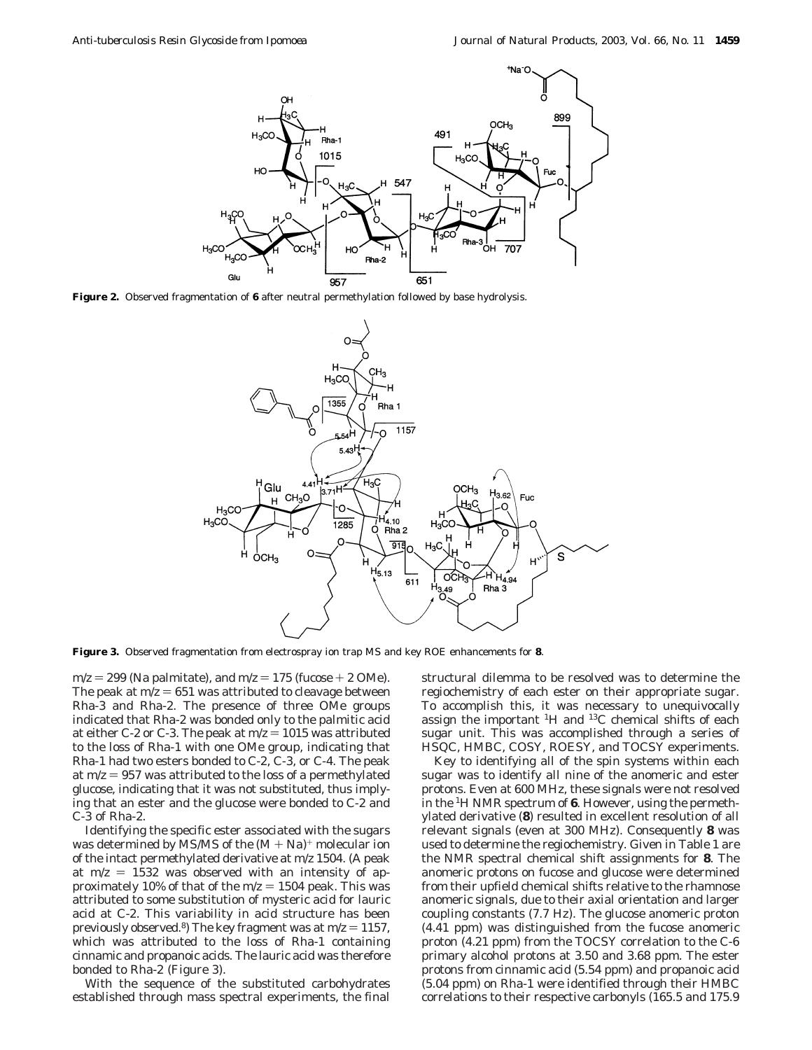**Figure 2.** Observed fragmentation of **6** after neutral permethylation followed by base hydrolysis.

**Figure 3.** Observed fragmentation from electrospray ion trap MS and key ROE enhancements for **8**.

$m/z = 299$ (Na palmitate), and $m/z = 175$ (fucose + 2 OMe). The peak at $m/z = 651$ was attributed to cleavage between Rha-3 and Rha-2. The presence of three OMe groups indicated that Rha-2 was bonded only to the palmitic acid at either C-2 or C-3. The peak at $m/z = 1015$ was attributed to the loss of Rha-1 with one OMe group, indicating that Rha-1 had two esters bonded to C-2, C-3, or C-4. The peak at $m/z = 957$ was attributed to the loss of a permethylated glucose, indicating that it was not substituted, thus implying that an ester and the glucose were bonded to C-2 and C-3 of Rha-2.

Identifying the specific ester associated with the sugars was determined by MS/MS of the $(M + Na)^+$ molecular ion of the intact permethylated derivative at $m/z$ 1504. (A peak at $m/z = 1532$ was observed with an intensity of approximately 10% of that of the $m/z = 1504$ peak. This was attributed to some substitution of mysteric acid for lauric acid at C-2. This variability in acid structure has been previously observed.[8]) The key fragment was at $m/z = 1157$, which was attributed to the loss of Rha-1 containing cinnamic and propanoic acids. The lauric acid was therefore bonded to Rha-2 (Figure 3).

With the sequence of the substituted carbohydrates established through mass spectral experiments, the final structural dilemma to be resolved was to determine the regiochemistry of each ester on their appropriate sugar. To accomplish this, it was necessary to unequivocally assign the important $^1$H and $^{13}$C chemical shifts of each sugar unit. This was accomplished through a series of HSQC, HMBC, COSY, ROESY, and TOCSY experiments.

Key to identifying all of the spin systems within each sugar was to identify all nine of the anomeric and ester protons. Even at 600 MHz, these signals were not resolved in the $^1$H NMR spectrum of **6**. However, using the permethylated derivative (**8**) resulted in excellent resolution of all relevant signals (even at 300 MHz). Consequently **8** was used to determine the regiochemistry. Given in Table 1 are the NMR spectral chemical shift assignments for **8**. The anomeric protons on fucose and glucose were determined from their upfield chemical shifts relative to the rhamnose anomeric signals, due to their axial orientation and larger coupling constants (7.7 Hz). The glucose anomeric proton (4.41 ppm) was distinguished from the fucose anomeric proton (4.21 ppm) from the TOCSY correlation to the C-6 primary alcohol protons at 3.50 and 3.68 ppm. The ester protons from cinnamic acid (5.54 ppm) and propanoic acid (5.04 ppm) on Rha-1 were identified through their HMBC correlations to their respective carbonyls (165.5 and 175.9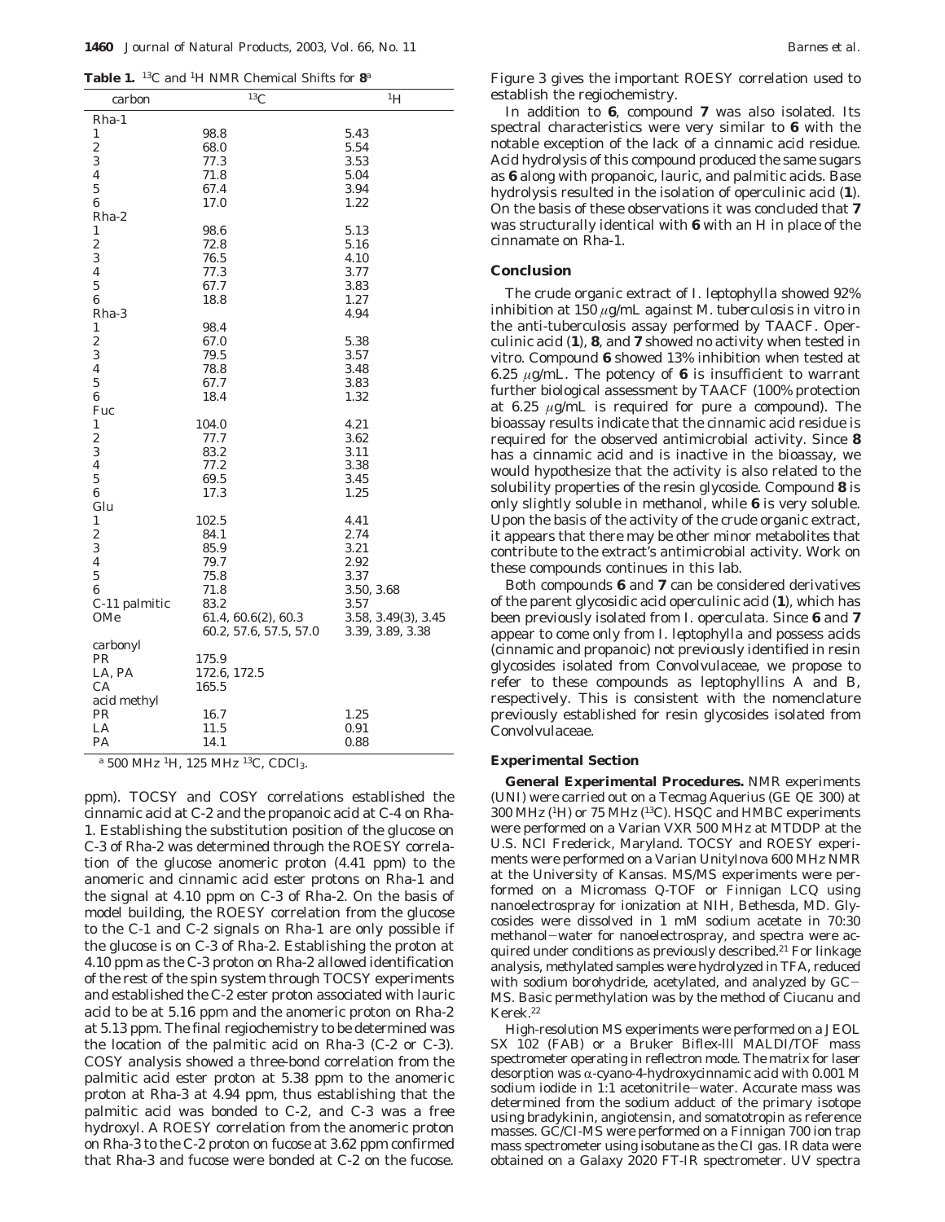**Table 1.** $^{13}C$ and $^{1}H$ NMR Chemical Shifts for **8**[a]

| carbon | $^{13}C$ | $^{1}H$ |
|---|---|---|
| Rha-1 | | |
| 1 | 98.8 | 5.43 |
| 2 | 68.0 | 5.54 |
| 3 | 77.3 | 3.53 |
| 4 | 71.8 | 5.04 |
| 5 | 67.4 | 3.94 |
| 6 | 17.0 | 1.22 |
| Rha-2 | | |
| 1 | 98.6 | 5.13 |
| 2 | 72.8 | 5.16 |
| 3 | 76.5 | 4.10 |
| 4 | 77.3 | 3.77 |
| 5 | 67.7 | 3.83 |
| 6 | 18.8 | 1.27 |
| Rha-3 | | 4.94 |
| 1 | 98.4 | |
| 2 | 67.0 | 5.38 |
| 3 | 79.5 | 3.57 |
| 4 | 78.8 | 3.48 |
| 5 | 67.7 | 3.83 |
| 6 | 18.4 | 1.32 |
| Fuc | | |
| 1 | 104.0 | 4.21 |
| 2 | 77.7 | 3.62 |
| 3 | 83.2 | 3.11 |
| 4 | 77.2 | 3.38 |
| 5 | 69.5 | 3.45 |
| 6 | 17.3 | 1.25 |
| Glu | | |
| 1 | 102.5 | 4.41 |
| 2 | 84.1 | 2.74 |
| 3 | 85.9 | 3.21 |
| 4 | 79.7 | 2.92 |
| 5 | 75.8 | 3.37 |
| 6 | 71.8 | 3.50, 3.68 |
| C-11 palmitic | 83.2 | 3.57 |
| OMe | 61.4, 60.6(2), 60.3 | 3.58, 3.49(3), 3.45 |
| | 60.2, 57.6, 57.5, 57.0 | 3.39, 3.89, 3.38 |
| carbonyl | | |
| PR | 175.9 | |
| LA, PA | 172.6, 172.5 | |
| CA | 165.5 | |
| acid methyl | | |
| PR | 16.7 | 1.25 |
| LA | 11.5 | 0.91 |
| PA | 14.1 | 0.88 |

[a] 500 MHz $^{1}H$, 125 MHz $^{13}C$, $CDCl_3$.

ppm). TOCSY and COSY correlations established the cinnamic acid at C-2 and the propanoic acid at C-4 on Rha-1. Establishing the substitution position of the glucose on C-3 of Rha-2 was determined through the ROESY correlation of the glucose anomeric proton (4.41 ppm) to the anomeric and cinnamic acid ester protons on Rha-1 and the signal at 4.10 ppm on C-3 of Rha-2. On the basis of model building, the ROESY correlation from the glucose to the C-1 and C-2 signals on Rha-1 are only possible if the glucose is on C-3 of Rha-2. Establishing the proton at 4.10 ppm as the C-3 proton on Rha-2 allowed identification of the rest of the spin system through TOCSY experiments and established the C-2 ester proton associated with lauric acid to be at 5.16 ppm and the anomeric proton on Rha-2 at 5.13 ppm. The final regiochemistry to be determined was the location of the palmitic acid on Rha-3 (C-2 or C-3). COSY analysis showed a three-bond correlation from the palmitic acid ester proton at 5.38 ppm to the anomeric proton at Rha-3 at 4.94 ppm, thus establishing that the palmitic acid was bonded to C-2, and C-3 was a free hydroxyl. A ROESY correlation from the anomeric proton on Rha-3 to the C-2 proton on fucose at 3.62 ppm confirmed that Rha-3 and fucose were bonded at C-2 on the fucose. Figure 3 gives the important ROESY correlation used to establish the regiochemistry.

In addition to **6**, compound **7** was also isolated. Its spectral characteristics were very similar to **6** with the notable exception of the lack of a cinnamic acid residue. Acid hydrolysis of this compound produced the same sugars as **6** along with propanoic, lauric, and palmitic acids. Base hydrolysis resulted in the isolation of operculinic acid (**1**). On the basis of these observations it was concluded that **7** was structurally identical with **6** with an H in place of the cinnamate on Rha-1.

## Conclusion

The crude organic extract of *I. leptophylla* showed 92% inhibition at 150 $\mu$g/mL against *M. tuberculosis* in vitro in the anti-tuberculosis assay performed by TAACF. Operculinic acid (**1**), **8**, and **7** showed no activity when tested in vitro. Compound **6** showed 13% inhibition when tested at 6.25 $\mu$g/mL. The potency of **6** is insufficient to warrant further biological assessment by TAACF (100% protection at 6.25 $\mu$g/mL is required for pure a compound). The bioassay results indicate that the cinnamic acid residue is required for the observed antimicrobial activity. Since **8** has a cinnamic acid and is inactive in the bioassay, we would hypothesize that the activity is also related to the solubility properties of the resin glycoside. Compound **8** is only slightly soluble in methanol, while **6** is very soluble. Upon the basis of the activity of the crude organic extract, it appears that there may be other minor metabolites that contribute to the extract's antimicrobial activity. Work on these compounds continues in this lab.

Both compounds **6** and **7** can be considered derivatives of the parent glycosidic acid operculinic acid (**1**), which has been previously isolated from *I. operculata*. Since **6** and **7** appear to come only from *I. leptophylla* and possess acids (cinnamic and propanoic) not previously identified in resin glycosides isolated from Convolvulaceae, we propose to refer to these compounds as leptophyllins A and B, respectively. This is consistent with the nomenclature previously established for resin glycosides isolated from Convolvulaceae.

## Experimental Section

**General Experimental Procedures.** NMR experiments (UNI) were carried out on a Tecmag Aquerius (GE QE 300) at 300 MHz ($^{1}H$) or 75 MHz ($^{13}C$). HSQC and HMBC experiments were performed on a Varian VXR 500 MHz at MTDDP at the U.S. NCI Frederick, Maryland. TOCSY and ROESY experiments were performed on a Varian UnityInova 600 MHz NMR at the University of Kansas. MS/MS experiments were performed on a Micromass Q-TOF or Finnigan LCQ using nanoelectrospray for ionization at NIH, Bethesda, MD. Glycosides were dissolved in 1 mM sodium acetate in 70:30 methanol–water for nanoelectrospray, and spectra were acquired under conditions as previously described.[21] For linkage analysis, methylated samples were hydrolyzed in TFA, reduced with sodium borohydride, acetylated, and analyzed by GC–MS. Basic permethylation was by the method of Ciucanu and Kerek.[22]

High-resolution MS experiments were performed on a JEOL SX 102 (FAB) or a Bruker Biflex-lll MALDI/TOF mass spectrometer operating in reflectron mode. The matrix for laser desorption was $\alpha$-cyano-4-hydroxycinnamic acid with 0.001 M sodium iodide in 1:1 acetonitrile–water. Accurate mass was determined from the sodium adduct of the primary isotope using bradykinin, angiotensin, and somatotropin as reference masses. GC/CI-MS were performed on a Finnigan 700 ion trap mass spectrometer using isobutane as the CI gas. IR data were obtained on a Galaxy 2020 FT-IR spectrometer. UV spectra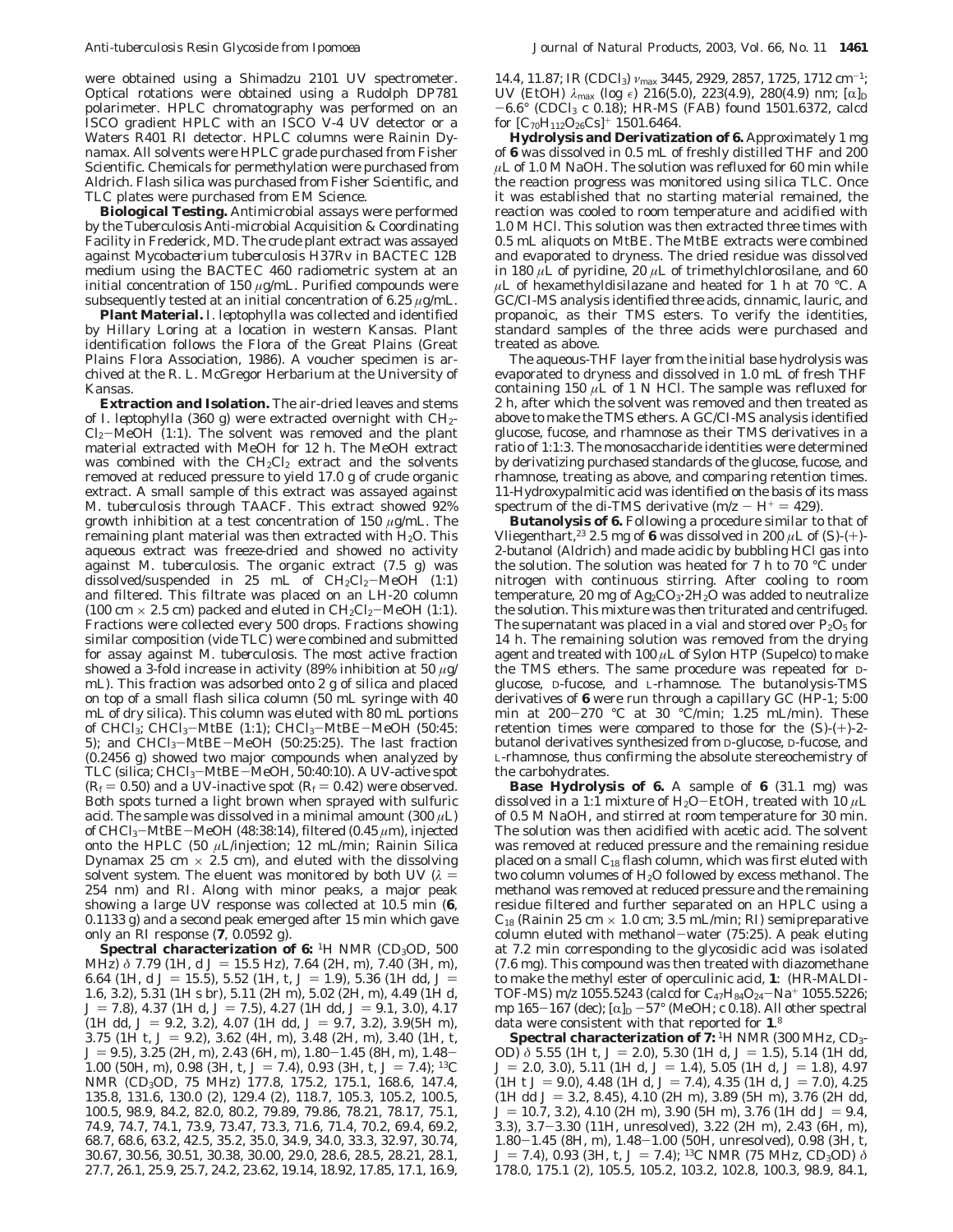were obtained using a Shimadzu 2101 UV spectrometer. Optical rotations were obtained using a Rudolph DP781 polarimeter. HPLC chromatography was performed on an ISCO gradient HPLC with an ISCO V-4 UV detector or a Waters R401 RI detector. HPLC columns were Rainin Dynamax. All solvents were HPLC grade purchased from Fisher Scientific. Chemicals for permethylation were purchased from Aldrich. Flash silica was purchased from Fisher Scientific, and TLC plates were purchased from EM Science.

**Biological Testing.** Antimicrobial assays were performed by the Tuberculosis Anti-microbial Acquisition & Coordinating Facility in Frederick, MD. The crude plant extract was assayed against *Mycobacterium tuberculosis* H37Rv in BACTEC 12B medium using the BACTEC 460 radiometric system at an initial concentration of 150 $\mu$g/mL. Purified compounds were subsequently tested at an initial concentration of 6.25 $\mu$g/mL.

**Plant Material.** *I. leptophylla* was collected and identified by Hillary Loring at a location in western Kansas. Plant identification follows the Flora of the Great Plains (Great Plains Flora Association, 1986). A voucher specimen is archived at the R. L. McGregor Herbarium at the University of Kansas.

**Extraction and Isolation.** The air-dried leaves and stems of *I. leptophylla* (360 g) were extracted overnight with $CH_2Cl_2$–MeOH (1:1). The solvent was removed and the plant material extracted with MeOH for 12 h. The MeOH extract was combined with the $CH_2Cl_2$ extract and the solvents removed at reduced pressure to yield 17.0 g of crude organic extract. A small sample of this extract was assayed against *M. tuberculosis* through TAACF. This extract showed 92% growth inhibition at a test concentration of 150 $\mu$g/mL. The remaining plant material was then extracted with $H_2O$. This aqueous extract was freeze-dried and showed no activity against *M. tuberculosis*. The organic extract (7.5 g) was dissolved/suspended in 25 mL of $CH_2Cl_2$–MeOH (1:1) and filtered. This filtrate was placed on an LH-20 column (100 cm × 2.5 cm) packed and eluted in $CH_2Cl_2$–MeOH (1:1). Fractions were collected every 500 drops. Fractions showing similar composition (vide TLC) were combined and submitted for assay against *M. tuberculosis*. The most active fraction showed a 3-fold increase in activity (89% inhibition at 50 $\mu$g/mL). This fraction was adsorbed onto 2 g of silica and placed on top of a small flash silica column (50 mL syringe with 40 mL of dry silica). This column was eluted with 80 mL portions of $CHCl_3$; $CHCl_3$–MtBE (1:1); $CHCl_3$–MtBE–MeOH (50:45:5); and $CHCl_3$–MtBE–MeOH (50:25:25). The last fraction (0.2456 g) showed two major compounds when analyzed by TLC (silica; $CHCl_3$–MtBE–MeOH, 50:40:10). A UV-active spot ($R_f$ = 0.50) and a UV-inactive spot ($R_f$ = 0.42) were observed. Both spots turned a light brown when sprayed with sulfuric acid. The sample was dissolved in a minimal amount (300 $\mu$L) of $CHCl_3$–MtBE–MeOH (48:38:14), filtered (0.45 $\mu$m), injected onto the HPLC (50 $\mu$L/injection; 12 mL/min; Rainin Silica Dynamax 25 cm × 2.5 cm), and eluted with the dissolving solvent system. The eluent was monitored by both UV ($\lambda$ = 254 nm) and RI. Along with minor peaks, a major peak showing a large UV response was collected at 10.5 min (**6**, 0.1133 g) and a second peak emerged after 15 min which gave only an RI response (**7**, 0.0592 g).

**Spectral characterization of 6:** $^1$H NMR ($CD_3OD$, 500 MHz) $\delta$ 7.79 (1H, d $J$ = 15.5 Hz), 7.64 (2H, m), 7.40 (3H, m), 6.64 (1H, d $J$ = 15.5), 5.52 (1H, t, $J$ = 1.9), 5.36 (1H dd, $J$ = 1.6, 3.2), 5.31 (1H s br), 5.11 (2H m), 5.02 (2H, m), 4.49 (1H d, $J$ = 7.8), 4.37 (1H d, $J$ = 7.5), 4.27 (1H dd, $J$ = 9.1, 3.0), 4.17 (1H dd, $J$ = 9.2, 3.2), 4.07 (1H dd, $J$ = 9.7, 3.2), 3.9(5H m), 3.75 (1H t, $J$ = 9.2), 3.62 (4H, m), 3.48 (2H, m), 3.40 (1H, t, $J$ = 9.5), 3.25 (2H, m), 2.43 (6H, m), 1.80–1.45 (8H, m), 1.48–1.00 (50H, m), 0.98 (3H, t, $J$ = 7.4), 0.93 (3H, t, $J$ = 7.4); $^{13}$C NMR ($CD_3OD$, 75 MHz) 177.8, 175.2, 175.1, 168.6, 147.4, 135.8, 131.6, 130.0 (2), 129.4 (2), 118.7, 105.3, 105.2, 100.5, 100.5, 98.9, 84.2, 82.0, 80.2, 79.89, 79.86, 78.21, 78.17, 75.1, 74.9, 74.7, 74.1, 73.9, 73.47, 73.3, 71.6, 71.4, 70.2, 69.4, 69.2, 68.7, 68.6, 63.2, 42.5, 35.2, 35.0, 34.9, 34.0, 33.3, 32.97, 30.74, 30.67, 30.56, 30.51, 30.38, 30.00, 29.0, 28.6, 28.5, 28.21, 28.1, 27.7, 26.1, 25.9, 25.7, 24.2, 23.62, 19.14, 18.92, 17.85, 17.1, 16.9, 14.4, 11.87; IR ($CDCl_3$) $\nu_{max}$ 3445, 2929, 2857, 1725, 1712 cm$^{-1}$; UV (EtOH) $\lambda_{max}$ (log $\epsilon$) 216(5.0), 223(4.9), 280(4.9) nm; $[\alpha]_D$ −6.6° ($CDCl_3$ *c* 0.18); HR-MS (FAB) found 1501.6372, calcd for $[C_{70}H_{112}O_{26}Cs]^+$ 1501.6464.

**Hydrolysis and Derivatization of 6.** Approximately 1 mg of **6** was dissolved in 0.5 mL of freshly distilled THF and 200 $\mu$L of 1.0 M NaOH. The solution was refluxed for 60 min while the reaction progress was monitored using silica TLC. Once it was established that no starting material remained, the reaction was cooled to room temperature and acidified with 1.0 M HCl. This solution was then extracted three times with 0.5 mL aliquots on MtBE. The MtBE extracts were combined and evaporated to dryness. The dried residue was dissolved in 180 $\mu$L of pyridine, 20 $\mu$L of trimethylchlorosilane, and 60 $\mu$L of hexamethyldisilazane and heated for 1 h at 70 °C. A GC/CI-MS analysis identified three acids, cinnamic, lauric, and propanoic, as their TMS esters. To verify the identities, standard samples of the three acids were purchased and treated as above.

The aqueous-THF layer from the initial base hydrolysis was evaporated to dryness and dissolved in 1.0 mL of fresh THF containing 150 $\mu$L of 1 N HCl. The sample was refluxed for 2 h, after which the solvent was removed and then treated as above to make the TMS ethers. A GC/CI-MS analysis identified glucose, fucose, and rhamnose as their TMS derivatives in a ratio of 1:1:3. The monosaccharide identities were determined by derivatizing purchased standards of the glucose, fucose, and rhamnose, treating as above, and comparing retention times. 11-Hydroxypalmitic acid was identified on the basis of its mass spectrum of the di-TMS derivative ($m/z - H^+ = 429$).

**Butanolysis of 6.** Following a procedure similar to that of Vliegenthart,[23] 2.5 mg of **6** was dissolved in 200 $\mu$L of (*S*)-(+)-2-butanol (Aldrich) and made acidic by bubbling HCl gas into the solution. The solution was heated for 7 h to 70 °C under nitrogen with continuous stirring. After cooling to room temperature, 20 mg of $Ag_2CO_3 \cdot 2H_2O$ was added to neutralize the solution. This mixture was then triturated and centrifuged. The supernatant was placed in a vial and stored over $P_2O_5$ for 14 h. The remaining solution was removed from the drying agent and treated with 100 $\mu$L of Sylon HTP (Supelco) to make the TMS ethers. The same procedure was repeated for D-glucose, D-fucose, and L-rhamnose. The butanolysis-TMS derivatives of **6** were run through a capillary GC (HP-1; 5:00 min at 200–270 °C at 30 °C/min; 1.25 mL/min). These retention times were compared to those for the (*S*)-(+)-2-butanol derivatives synthesized from D-glucose, D-fucose, and L-rhamnose, thus confirming the absolute stereochemistry of the carbohydrates.

**Base Hydrolysis of 6.** A sample of **6** (31.1 mg) was dissolved in a 1:1 mixture of $H_2O$–EtOH, treated with 10 $\mu$L of 0.5 M NaOH, and stirred at room temperature for 30 min. The solution was then acidified with acetic acid. The solvent was removed at reduced pressure and the remaining residue placed on a small $C_{18}$ flash column, which was first eluted with two column volumes of $H_2O$ followed by excess methanol. The methanol was removed at reduced pressure and the remaining residue filtered and further separated on an HPLC using a $C_{18}$ (Rainin 25 cm × 1.0 cm; 3.5 mL/min; RI) semipreparative column eluted with methanol–water (75:25). A peak eluting at 7.2 min corresponding to the glycosidic acid was isolated (7.6 mg). This compound was then treated with diazomethane to make the methyl ester of operculinic acid, **1**: (HR-MALDI-TOF-MS) *m/z* 1055.5243 (calcd for $C_{47}H_{84}O_{24}$–$Na^+$ 1055.5226; mp 165–167 (dec); $[\alpha]_D$ −57° (MeOH; *c* 0.18). All other spectral data were consistent with that reported for **1**.[8]

**Spectral characterization of 7:** $^1$H NMR (300 MHz, $CD_3OD$) $\delta$ 5.55 (1H t, $J$ = 2.0), 5.30 (1H d, $J$ = 1.5), 5.14 (1H dd, $J$ = 2.0, 3.0), 5.11 (1H d, $J$ = 1.4), 5.05 (1H d, $J$ = 1.8), 4.97 (1H t $J$ = 9.0), 4.48 (1H d, $J$ = 7.4), 4.35 (1H d, $J$ = 7.0), 4.25 (1H dd $J$ = 3.2, 8.45), 4.10 (2H m), 3.89 (5H m), 3.76 (2H dd, $J$ = 10.7, 3.2), 4.10 (2H m), 3.90 (5H m), 3.76 (1H dd $J$ = 9.4, 3.3), 3.7–3.30 (11H, unresolved), 3.22 (2H m), 2.43 (6H, m), 1.80–1.45 (8H, m), 1.48–1.00 (50H, unresolved), 0.98 (3H, t, $J$ = 7.4), 0.93 (3H, t, $J$ = 7.4); $^{13}$C NMR (75 MHz, $CD_3OD$) $\delta$ 178.0, 175.1 (2), 105.5, 105.2, 103.2, 102.8, 100.3, 98.9, 84.1,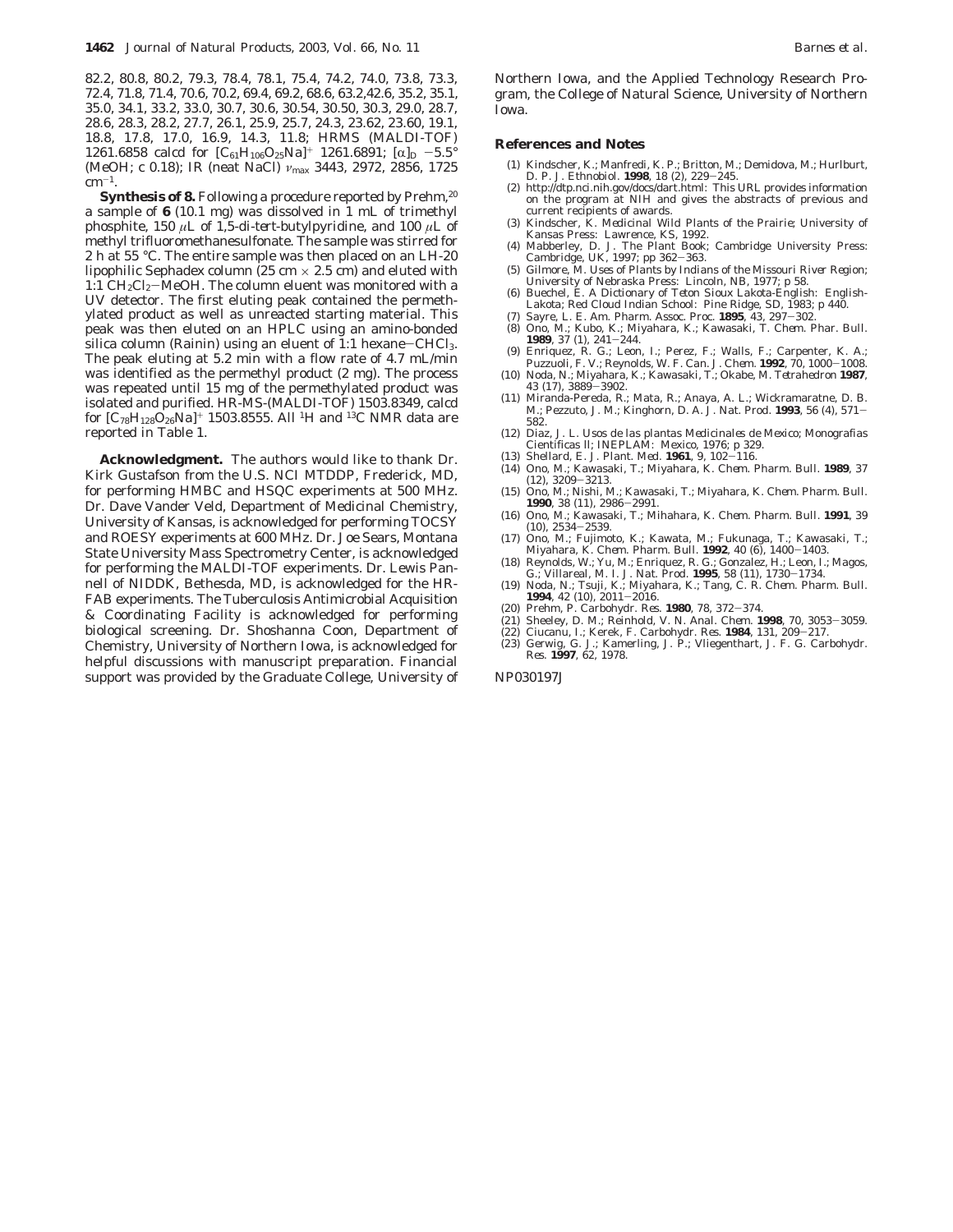82.2, 80.8, 80.2, 79.3, 78.4, 78.1, 75.4, 74.2, 74.0, 73.8, 73.3, 72.4, 71.8, 71.4, 70.6, 70.2, 69.4, 69.2, 68.6, 63.2,42.6, 35.2, 35.1, 35.0, 34.1, 33.2, 33.0, 30.7, 30.6, 30.54, 30.50, 30.3, 29.0, 28.7, 28.6, 28.3, 28.2, 27.7, 26.1, 25.9, 25.7, 24.3, 23.62, 23.60, 19.1, 18.8, 17.8, 17.0, 16.9, 14.3, 11.8; HRMS (MALDI-TOF) 1261.6858 calcd for $[C_{61}H_{106}O_{25}Na]^+$ 1261.6891; $[\alpha]_D$ −5.5° (MeOH; *c* 0.18); IR (neat NaCl) $\nu_{max}$ 3443, 2972, 2856, 1725 $cm^{-1}$.

**Synthesis of 8.** Following a procedure reported by Prehm,[20] a sample of **6** (10.1 mg) was dissolved in 1 mL of trimethyl phosphite, 150 μL of 1,5-di-*tert*-butylpyridine, and 100 μL of methyl trifluoromethanesulfonate. The sample was stirred for 2 h at 55 °C. The entire sample was then placed on an LH-20 lipophilic Sephadex column (25 cm × 2.5 cm) and eluted with 1:1 $CH_2Cl_2$−MeOH. The column eluent was monitored with a UV detector. The first eluting peak contained the permethylated product as well as unreacted starting material. This peak was then eluted on an HPLC using an amino-bonded silica column (Rainin) using an eluent of 1:1 hexane−$CHCl_3$. The peak eluting at 5.2 min with a flow rate of 4.7 mL/min was identified as the permethyl product (2 mg). The process was repeated until 15 mg of the permethylated product was isolated and purified. HR-MS-(MALDI-TOF) 1503.8349, calcd for $[C_{78}H_{128}O_{26}Na]^+$ 1503.8555. All $^1H$ and $^{13}C$ NMR data are reported in Table 1.

**Acknowledgment.** The authors would like to thank Dr. Kirk Gustafson from the U.S. NCI MTDDP, Frederick, MD, for performing HMBC and HSQC experiments at 500 MHz. Dr. Dave Vander Veld, Department of Medicinal Chemistry, University of Kansas, is acknowledged for performing TOCSY and ROESY experiments at 600 MHz. Dr. Joe Sears, Montana State University Mass Spectrometry Center, is acknowledged for performing the MALDI-TOF experiments. Dr. Lewis Pannell of NIDDK, Bethesda, MD, is acknowledged for the HR-FAB experiments. The Tuberculosis Antimicrobial Acquisition & Coordinating Facility is acknowledged for performing biological screening. Dr. Shoshanna Coon, Department of Chemistry, University of Northern Iowa, is acknowledged for helpful discussions with manuscript preparation. Financial support was provided by the Graduate College, University of Northern Iowa, and the Applied Technology Research Program, the College of Natural Science, University of Northern Iowa.

## References and Notes

(1) Kindscher, K.; Manfredi, K. P.; Britton, M.; Demidova, M.; Hurlburt, D. P. *J. Ethnobiol.* **1998**, *18* (2), 229−245.
(2) http://dtp.nci.nih.gov/docs/dart.html: This URL provides information on the program at NIH and gives the abstracts of previous and current recipients of awards.
(3) Kindscher, K. *Medicinal Wild Plants of the Prairie*; University of Kansas Press: Lawrence, KS, 1992.
(4) Mabberley, D. J. *The Plant Book*; Cambridge University Press: Cambridge, UK, 1997; pp 362−363.
(5) Gilmore, M. *Uses of Plants by Indians of the Missouri River Region*; University of Nebraska Press: Lincoln, NB, 1977; p 58.
(6) Buechel, E. *A Dictionary of Teton Sioux Lakota-English: English-Lakota*; Red Cloud Indian School: Pine Ridge, SD, 1983; p 440.
(7) Sayre, L. E. *Am. Pharm. Assoc. Proc.* **1895**, *43*, 297−302.
(8) Ono, M.; Kubo, K.; Miyahara, K.; Kawasaki, T. *Chem. Phar. Bull.* **1989**, *37* (1), 241−244.
(9) Enriquez, R. G.; Leon, I.; Perez, F.; Walls, F.; Carpenter, K. A.; Puzzuoli, F. V.; Reynolds, W. F. *Can. J. Chem.* **1992**, *70*, 1000−1008.
(10) Noda, N.; Miyahara, K.; Kawasaki, T.; Okabe, M. *Tetrahedron* **1987**, *43* (17), 3889−3902.
(11) Miranda-Pereda, R.; Mata, R.; Anaya, A. L.; Wickramaratne, D. B. M.; Pezzuto, J. M.; Kinghorn, D. A. *J. Nat. Prod.* **1993**, *56* (4), 571−582.
(12) Diaz, J. L. *Usos de las plantas Medicinales de Mexico*; Monografias Cientificas II; INEPLAM: Mexico, 1976; p 329.
(13) Shellard, E. J. *Plant. Med.* **1961**, *9*, 102−116.
(14) Ono, M.; Kawasaki, T.; Miyahara, K. *Chem. Pharm. Bull.* **1989**, *37* (12), 3209−3213.
(15) Ono, M.; Nishi, M.; Kawasaki, T.; Miyahara, K. *Chem. Pharm. Bull.* **1990**, *38* (11), 2986−2991.
(16) Ono, M.; Kawasaki, T.; Mihahara, K. *Chem. Pharm. Bull.* **1991**, *39* (10), 2534−2539.
(17) Ono, M.; Fujimoto, K.; Kawata, M.; Fukunaga, T.; Kawasaki, T.; Miyahara, K. *Chem. Pharm. Bull.* **1992**, *40* (6), 1400−1403.
(18) Reynolds, W.; Yu, M.; Enriquez, R. G.; Gonzalez, H.; Leon, I.; Magos, G.; Villareal, M. I. *J. Nat. Prod.* **1995**, *58* (11), 1730−1734.
(19) Noda, N.; Tsuji, K.; Miyahara, K.; Tang, C. R. *Chem. Pharm. Bull.* **1994**, *42* (10), 2011−2016.
(20) Prehm, P. *Carbohydr. Res.* **1980**, *78*, 372−374.
(21) Sheeley, D. M.; Reinhold, V. N. *Anal. Chem.* **1998**, *70*, 3053−3059.
(22) Ciucanu, I.; Kerek, F. *Carbohydr. Res.* **1984**, *131*, 209−217.
(23) Gerwig, G. J.; Kamerling, J. P.; Vliegenthart, J. F. G. *Carbohydr. Res.* **1997**, *62*, 1978.

NP030197J